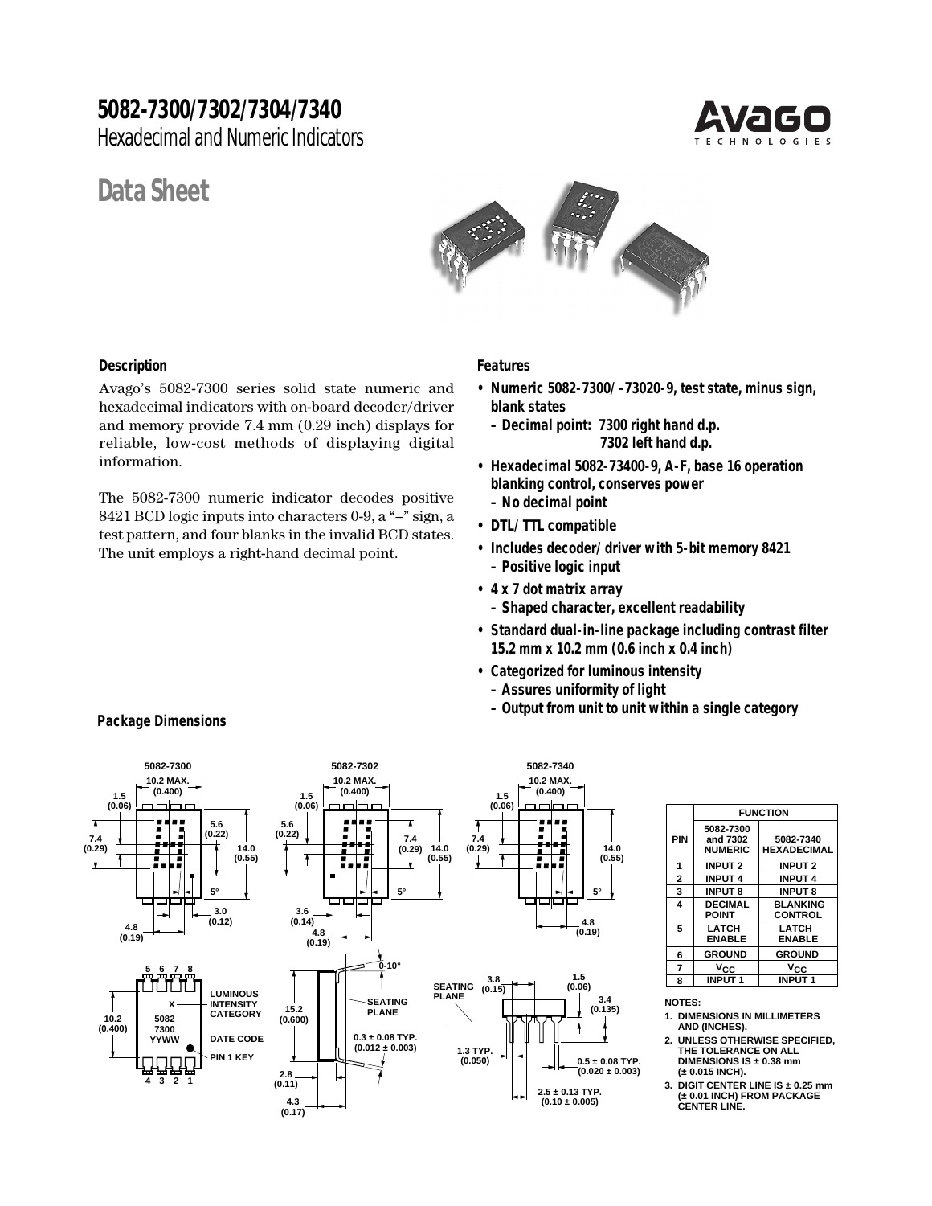# 5082-7300/7302/7304/7340

Hexadecimal and Numeric Indicators

## Data Sheet

### Description

Avago's 5082-7300 series solid state numeric and hexadecimal indicators with on-board decoder/driver and memory provide 7.4 mm (0.29 inch) displays for reliable, low-cost methods of displaying digital information.

The 5082-7300 numeric indicator decodes positive 8421 BCD logic inputs into characters 0-9, a "–" sign, a test pattern, and four blanks in the invalid BCD states. The unit employs a right-hand decimal point.

### Features

- **Numeric 5082-7300/-73020-9, test state, minus sign, blank states**
  - **Decimal point: 7300 right hand d.p.**
    **7302 left hand d.p.**
- **Hexadecimal 5082-73400-9, A-F, base 16 operation blanking control, conserves power**
  - **No decimal point**
- **DTL/TTL compatible**
- **Includes decoder/driver with 5-bit memory 8421**
  - **Positive logic input**
- **4 x 7 dot matrix array**
  - **Shaped character, excellent readability**
- **Standard dual-in-line package including contrast filter 15.2 mm x 10.2 mm (0.6 inch x 0.4 inch)**
- **Categorized for luminous intensity**
  - **Assures uniformity of light**
  - **Output from unit to unit within a single category**

### Package Dimensions

| PIN | FUNCTION 5082-7300 and 7302 NUMERIC | 5082-7340 HEXADECIMAL |
|---|---|---|
| 1 | INPUT 2 | INPUT 2 |
| 2 | INPUT 4 | INPUT 4 |
| 3 | INPUT 8 | INPUT 8 |
| 4 | DECIMAL POINT | BLANKING CONTROL |
| 5 | LATCH ENABLE | LATCH ENABLE |
| 6 | GROUND | GROUND |
| 7 | $V_{CC}$ | $V_{CC}$ |
| 8 | INPUT 1 | INPUT 1 |

NOTES:

1. DIMENSIONS IN MILLIMETERS AND (INCHES).
2. UNLESS OTHERWISE SPECIFIED, THE TOLERANCE ON ALL DIMENSIONS IS ± 0.38 mm (± 0.015 INCH).
3. DIGIT CENTER LINE IS ± 0.25 mm (± 0.01 INCH) FROM PACKAGE CENTER LINE.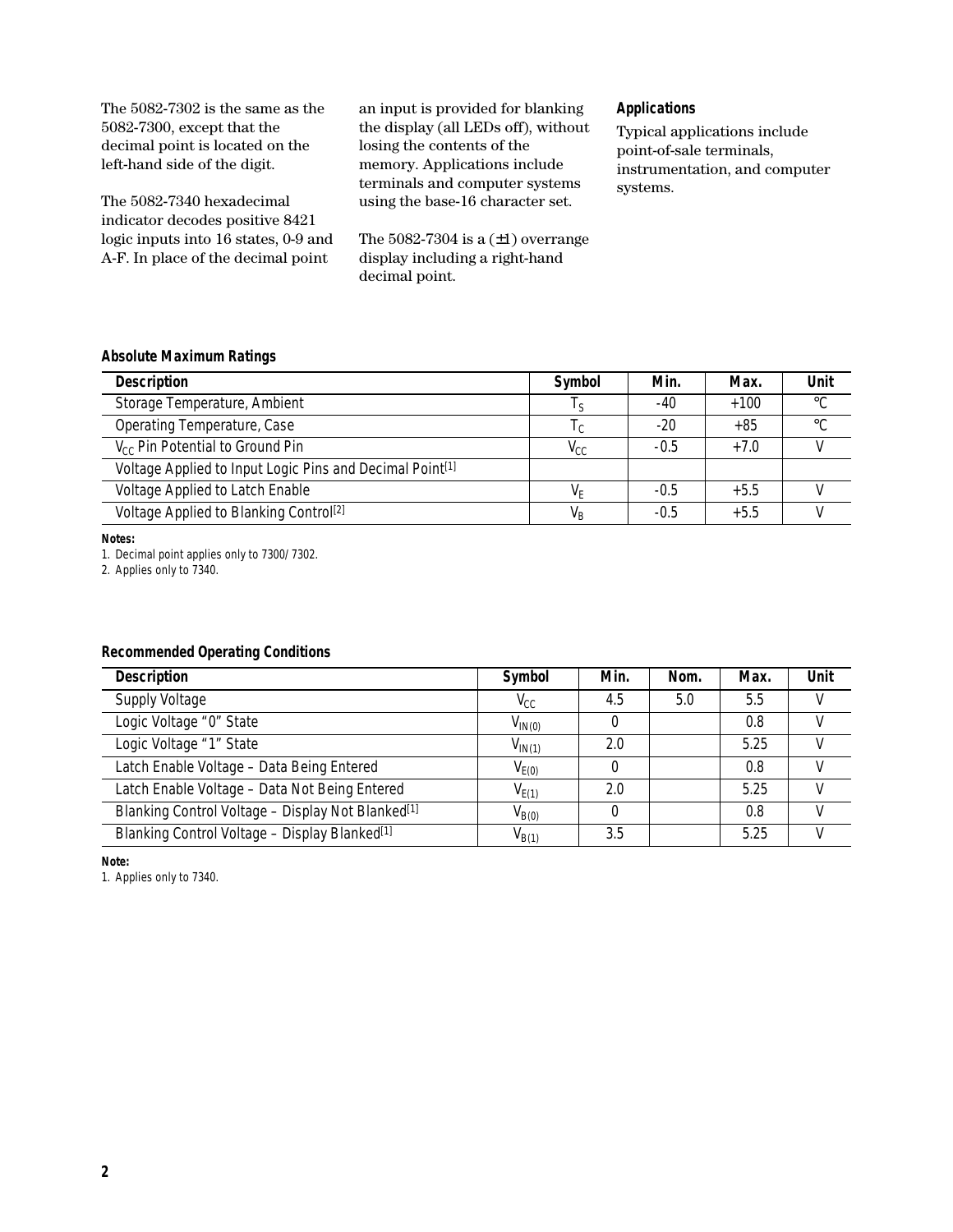The 5082-7302 is the same as the 5082-7300, except that the decimal point is located on the left-hand side of the digit.

The 5082-7340 hexadecimal indicator decodes positive 8421 logic inputs into 16 states, 0-9 and A-F. In place of the decimal point an input is provided for blanking the display (all LEDs off), without losing the contents of the memory. Applications include terminals and computer systems using the base-16 character set.

The 5082-7304 is a (±1) overrange display including a right-hand decimal point.

### Applications

Typical applications include point-of-sale terminals, instrumentation, and computer systems.

### Absolute Maximum Ratings

| Description | Symbol | Min. | Max. | Unit |
|---|---|---|---|---|
| Storage Temperature, Ambient | $T_S$ | -40 | +100 | °C |
| Operating Temperature, Case | $T_C$ | -20 | +85 | °C |
| $V_{CC}$ Pin Potential to Ground Pin | $V_{CC}$ | -0.5 | +7.0 | V |
| Voltage Applied to Input Logic Pins and Decimal Point[1] | | | | |
| Voltage Applied to Latch Enable | $V_E$ | -0.5 | +5.5 | V |
| Voltage Applied to Blanking Control[2] | $V_B$ | -0.5 | +5.5 | V |

**Notes:**
1. Decimal point applies only to 7300/7302.
2. Applies only to 7340.

### Recommended Operating Conditions

| Description | Symbol | Min. | Nom. | Max. | Unit |
|---|---|---|---|---|---|
| Supply Voltage | $V_{CC}$ | 4.5 | 5.0 | 5.5 | V |
| Logic Voltage "0" State | $V_{IN(0)}$ | 0 | | 0.8 | V |
| Logic Voltage "1" State | $V_{IN(1)}$ | 2.0 | | 5.25 | V |
| Latch Enable Voltage – Data Being Entered | $V_{E(0)}$ | 0 | | 0.8 | V |
| Latch Enable Voltage – Data Not Being Entered | $V_{E(1)}$ | 2.0 | | 5.25 | V |
| Blanking Control Voltage – Display Not Blanked[1] | $V_{B(0)}$ | 0 | | 0.8 | V |
| Blanking Control Voltage – Display Blanked[1] | $V_{B(1)}$ | 3.5 | | 5.25 | V |

**Note:**
1. Applies only to 7340.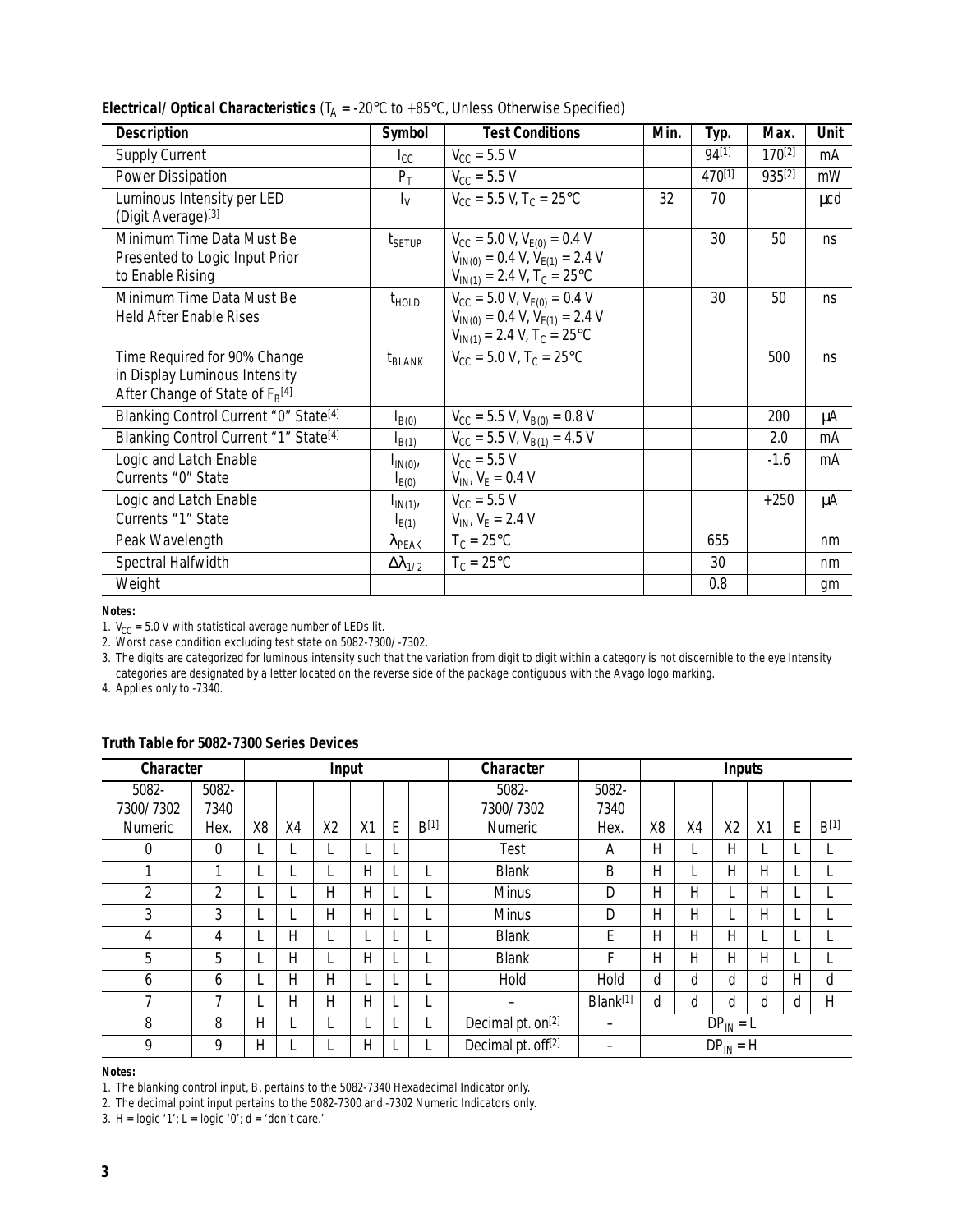**Electrical/Optical Characteristics** ($T_A$ = -20°C to +85°C, Unless Otherwise Specified)

| Description | Symbol | Test Conditions | Min. | Typ. | Max. | Unit |
|---|---|---|---|---|---|---|
| Supply Current | $I_{CC}$ | $V_{CC}$ = 5.5 V | | 94[1] | 170[2] | mA |
| Power Dissipation | $P_T$ | $V_{CC}$ = 5.5 V | | 470[1] | 935[2] | mW |
| Luminous Intensity per LED (Digit Average)[3] | $I_V$ | $V_{CC}$ = 5.5 V, $T_C$ = 25°C | 32 | 70 | | µcd |
| Minimum Time Data Must Be Presented to Logic Input Prior to Enable Rising | $t_{SETUP}$ | $V_{CC}$ = 5.0 V, $V_{E(0)}$ = 0.4 V $V_{IN(0)}$ = 0.4 V, $V_{E(1)}$ = 2.4 V $V_{IN(1)}$ = 2.4 V, $T_C$ = 25°C | | 30 | 50 | ns |
| Minimum Time Data Must Be Held After Enable Rises | $t_{HOLD}$ | $V_{CC}$ = 5.0 V, $V_{E(0)}$ = 0.4 V $V_{IN(0)}$ = 0.4 V, $V_{E(1)}$ = 2.4 V $V_{IN(1)}$ = 2.4 V, $T_C$ = 25°C | | 30 | 50 | ns |
| Time Required for 90% Change in Display Luminous Intensity After Change of State of $F_B$[4] | $t_{BLANK}$ | $V_{CC}$ = 5.0 V, $T_C$ = 25°C | | | 500 | ns |
| Blanking Control Current "0" State[4] | $I_{B(0)}$ | $V_{CC}$ = 5.5 V, $V_{B(0)}$ = 0.8 V | | | 200 | µA |
| Blanking Control Current "1" State[4] | $I_{B(1)}$ | $V_{CC}$ = 5.5 V, $V_{B(1)}$ = 4.5 V | | | 2.0 | mA |
| Logic and Latch Enable Currents "0" State | $I_{IN(0)}$, $I_{E(0)}$ | $V_{CC}$ = 5.5 V $V_{IN}$, $V_E$ = 0.4 V | | | -1.6 | mA |
| Logic and Latch Enable Currents "1" State | $I_{IN(1)}$, $I_{E(1)}$ | $V_{CC}$ = 5.5 V $V_{IN}$, $V_E$ = 2.4 V | | | +250 | µA |
| Peak Wavelength | $\lambda_{PEAK}$ | $T_C$ = 25°C | | 655 | | nm |
| Spectral Halfwidth | $\Delta\lambda_{1/2}$ | $T_C$ = 25°C | | 30 | | nm |
| Weight | | | | 0.8 | | gm |

**Notes:**

1. $V_{CC}$ = 5.0 V with statistical average number of LEDs lit.
2. Worst case condition excluding test state on 5082-7300/-7302.
3. The digits are categorized for luminous intensity such that the variation from digit to digit within a category is not discernible to the eye Intensity categories are designated by a letter located on the reverse side of the package contiguous with the Avago logo marking.
4. Applies only to -7340.

**Truth Table for 5082-7300 Series Devices**

| Character | | Input | | | | | | Character | | Inputs | | | | | |
|---|---|---|---|---|---|---|---|---|---|---|---|---|---|---|---|
| 5082-7300/7302 Numeric | 5082-7340 Hex. | X8 | X4 | X2 | X1 | E | B[1] | 5082-7300/7302 Numeric | 5082-7340 Hex. | X8 | X4 | X2 | X1 | E | B[1] |
| 0 | 0 | L | L | L | L | L | | Test | A | H | L | H | L | L | L |
| 1 | 1 | L | L | L | H | L | L | Blank | B | H | L | H | H | L | L |
| 2 | 2 | L | L | H | H | L | L | Minus | D | H | H | L | H | L | L |
| 3 | 3 | L | L | H | H | L | L | Minus | D | H | H | L | H | L | L |
| 4 | 4 | L | H | L | L | L | L | Blank | E | H | H | H | L | L | L |
| 5 | 5 | L | H | L | H | L | L | Blank | F | H | H | H | H | L | L |
| 6 | 6 | L | H | H | L | L | L | Hold | Hold | d | d | d | d | H | d |
| 7 | 7 | L | H | H | H | L | L | – | Blank[1] | d | d | d | d | d | H |
| 8 | 8 | H | L | L | L | L | L | Decimal pt. on[2] | – | $DP_{IN}$ = L | | | | | |
| 9 | 9 | H | L | L | H | L | L | Decimal pt. off[2] | – | $DP_{IN}$ = H | | | | | |

**Notes:**

1. The blanking control input, B, pertains to the 5082-7340 Hexadecimal Indicator only.
2. The decimal point input pertains to the 5082-7300 and -7302 Numeric Indicators only.
3. H = logic '1'; L = logic '0'; d = 'don't care.'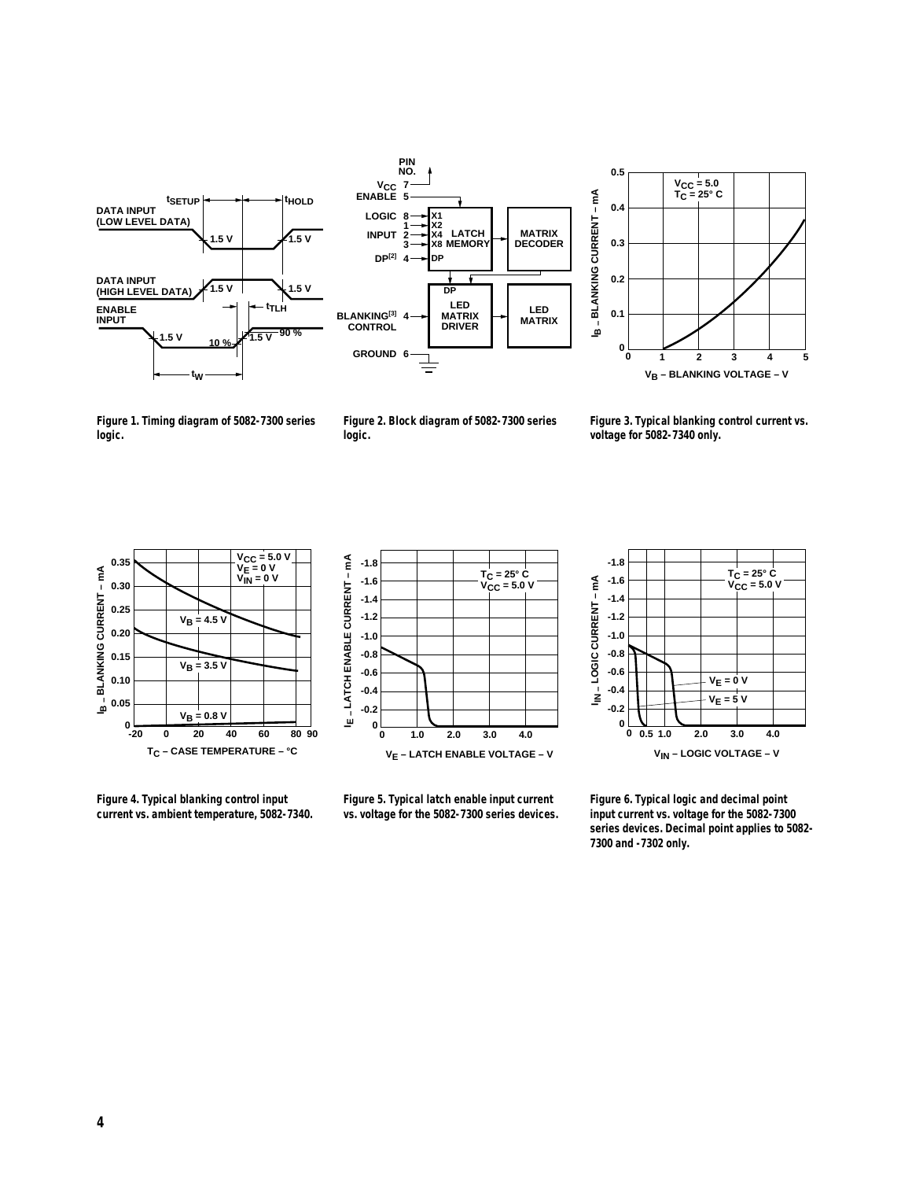Figure 1. Timing diagram of 5082-7300 series logic.

Figure 2. Block diagram of 5082-7300 series logic.

Figure 3. Typical blanking control current vs. voltage for 5082-7340 only.

Figure 4. Typical blanking control input current vs. ambient temperature, 5082-7340.

Figure 5. Typical latch enable input current vs. voltage for the 5082-7300 series devices.

Figure 6. Typical logic and decimal point input current vs. voltage for the 5082-7300 series devices. Decimal point applies to 5082-7300 and -7302 only.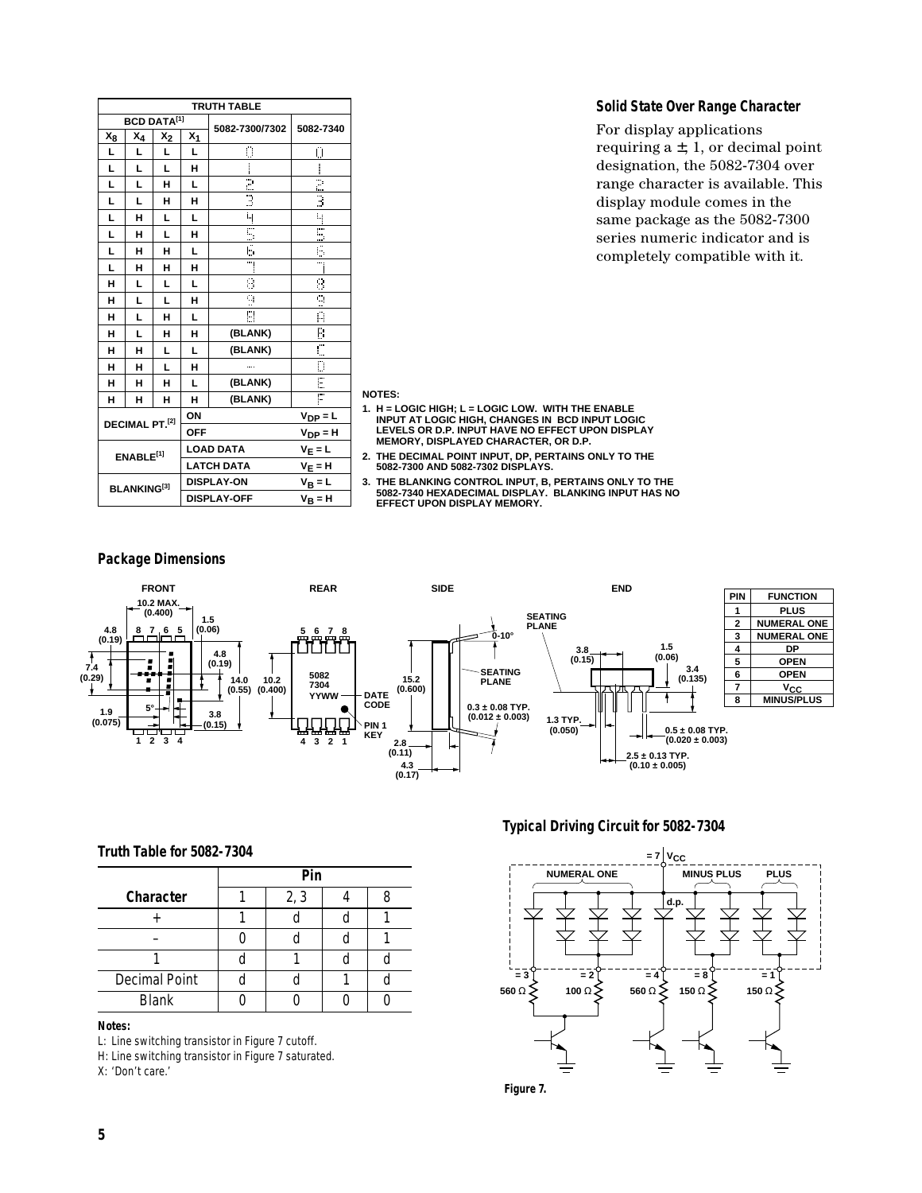| TRUTH TABLE | | | | | |
|---|---|---|---|---|---|
| BCD DATA[1] | | | | 5082-7300/7302 | 5082-7340 |
| $X_8$ | $X_4$ | $X_2$ | $X_1$ | | |
| L | L | L | L | 0 | 0 |
| L | L | L | H | 1 | 1 |
| L | L | H | L | 2 | 2 |
| L | L | H | H | 3 | 3 |
| L | H | L | L | 4 | 4 |
| L | H | L | H | 5 | 5 |
| L | H | H | L | 6 | 6 |
| L | H | H | H | 7 | 7 |
| H | L | L | L | 8 | 8 |
| H | L | L | H | 9 | 9 |
| H | L | H | L | 8 | A |
| H | L | H | H | (BLANK) | B |
| H | H | L | L | (BLANK) | C |
| H | H | L | H | - | D |
| H | H | H | L | (BLANK) | E |
| H | H | H | H | (BLANK) | F |
| DECIMAL PT.[2] | | | ON | | $V_{DP}$ = L |
| | | | OFF | | $V_{DP}$ = H |
| ENABLE[1] | | | LOAD DATA | | $V_E$ = L |
| | | | LATCH DATA | | $V_E$ = H |
| BLANKING[3] | | | DISPLAY-ON | | $V_B$ = L |
| | | | DISPLAY-OFF | | $V_B$ = H |

NOTES:

1. H = LOGIC HIGH; L = LOGIC LOW. WITH THE ENABLE INPUT AT LOGIC HIGH, CHANGES IN BCD INPUT LOGIC LEVELS OR D.P. INPUT HAVE NO EFFECT UPON DISPLAY MEMORY, DISPLAYED CHARACTER, OR D.P.
2. THE DECIMAL POINT INPUT, DP, PERTAINS ONLY TO THE 5082-7300 AND 5082-7302 DISPLAYS.
3. THE BLANKING CONTROL INPUT, B, PERTAINS ONLY TO THE 5082-7340 HEXADECIMAL DISPLAY. BLANKING INPUT HAS NO EFFECT UPON DISPLAY MEMORY.

## Solid State Over Range Character

For display applications requiring a ± 1, or decimal point designation, the 5082-7304 over range character is available. This display module comes in the same package as the 5082-7300 series numeric indicator and is completely compatible with it.

## Package Dimensions

FRONT — 10.2 MAX. (0.400); 1.5 (0.06); 4.8 (0.19); 7.4 (0.29); 4.8 (0.19); 14.0 (0.55); 1.9 (0.075); 5°; 3.8 (0.15); pins 8 7 6 5 / 1 2 3 4

REAR — 5082 7304 YYWW; 10.2 (0.400); DATE CODE; PIN 1 KEY; pins 5 6 7 8 / 4 3 2 1

SIDE — 0-10°; SEATING PLANE; 15.2 (0.600); 0.3 ± 0.08 TYP. (0.012 ± 0.003); 2.8 (0.11); 4.3 (0.17)

END — SEATING PLANE; 3.8 (0.15); 1.5 (0.06); 3.4 (0.135); 1.3 TYP. (0.050); 0.5 ± 0.08 TYP. (0.020 ± 0.003); 2.5 ± 0.13 TYP. (0.10 ± 0.005)

| PIN | FUNCTION |
|---|---|
| 1 | PLUS |
| 2 | NUMERAL ONE |
| 3 | NUMERAL ONE |
| 4 | DP |
| 5 | OPEN |
| 6 | OPEN |
| 7 | $V_{CC}$ |
| 8 | MINUS/PLUS |

## Truth Table for 5082-7304

| Character | Pin 1 | Pin 2, 3 | Pin 4 | Pin 8 |
|---|---|---|---|---|
| + | 1 | d | d | 1 |
| – | 0 | d | d | 1 |
| 1 | d | 1 | d | d |
| Decimal Point | d | d | 1 | d |
| Blank | 0 | 0 | 0 | 0 |

**Notes:**

L: Line switching transistor in Figure 7 cutoff.

H: Line switching transistor in Figure 7 saturated.

X: 'Don't care.'

## Typical Driving Circuit for 5082-7304

= 7 $V_{CC}$; NUMERAL ONE; MINUS PLUS; PLUS; d.p.; = 3 560 Ω; = 2 100 Ω; = 4 560 Ω; = 8 150 Ω; = 1 150 Ω

Figure 7.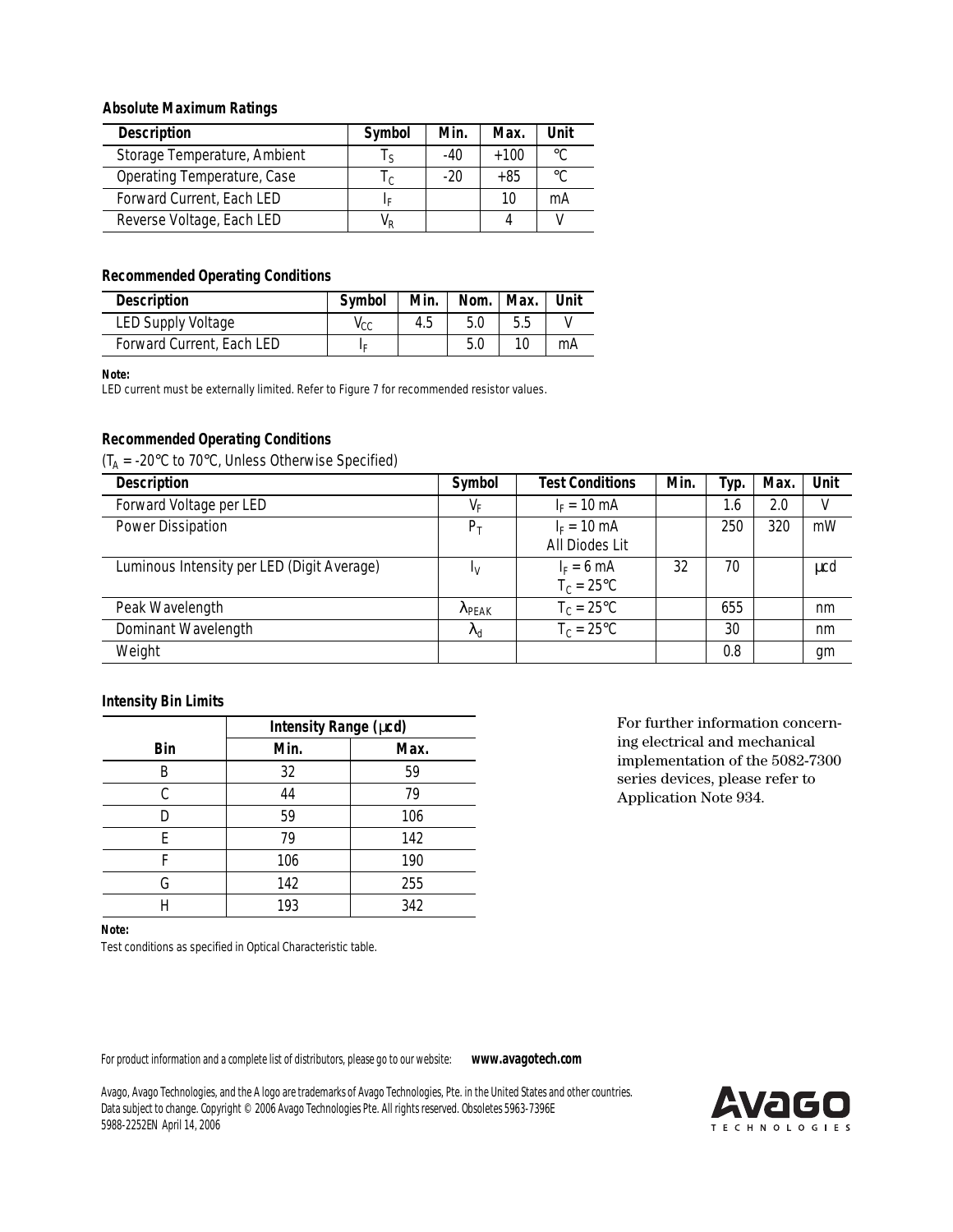### Absolute Maximum Ratings

| Description | Symbol | Min. | Max. | Unit |
|---|---|---|---|---|
| Storage Temperature, Ambient | $T_S$ | -40 | +100 | °C |
| Operating Temperature, Case | $T_C$ | -20 | +85 | °C |
| Forward Current, Each LED | $I_F$ | | 10 | mA |
| Reverse Voltage, Each LED | $V_R$ | | 4 | V |

### Recommended Operating Conditions

| Description | Symbol | Min. | Nom. | Max. | Unit |
|---|---|---|---|---|---|
| LED Supply Voltage | $V_{CC}$ | 4.5 | 5.0 | 5.5 | V |
| Forward Current, Each LED | $I_F$ | | 5.0 | 10 | mA |

**Note:**
LED current must be externally limited. Refer to Figure 7 for recommended resistor values.

### Recommended Operating Conditions

($T_A$ = -20°C to 70°C, Unless Otherwise Specified)

| Description | Symbol | Test Conditions | Min. | Typ. | Max. | Unit |
|---|---|---|---|---|---|---|
| Forward Voltage per LED | $V_F$ | $I_F$ = 10 mA | | 1.6 | 2.0 | V |
| Power Dissipation | $P_T$ | $I_F$ = 10 mA All Diodes Lit | | 250 | 320 | mW |
| Luminous Intensity per LED (Digit Average) | $I_V$ | $I_F$ = 6 mA $T_C$ = 25°C | 32 | 70 | | µcd |
| Peak Wavelength | $\lambda_{PEAK}$ | $T_C$ = 25°C | | 655 | | nm |
| Dominant Wavelength | $\lambda_d$ | $T_C$ = 25°C | | 30 | | nm |
| Weight | | | | 0.8 | | gm |

### Intensity Bin Limits

| | Intensity Range (µcd) | |
|---|---|---|
| Bin | Min. | Max. |
| B | 32 | 59 |
| C | 44 | 79 |
| D | 59 | 106 |
| E | 79 | 142 |
| F | 106 | 190 |
| G | 142 | 255 |
| H | 193 | 342 |

**Note:**
Test conditions as specified in Optical Characteristic table.

For further information concerning electrical and mechanical implementation of the 5082-7300 series devices, please refer to Application Note 934.

For product information and a complete list of distributors, please go to our website: **www.avagotech.com**

Avago, Avago Technologies, and the A logo are trademarks of Avago Technologies, Pte. in the United States and other countries.
Data subject to change. Copyright © 2006 Avago Technologies Pte. All rights reserved. Obsoletes 5963-7396E
5988-2252EN April 14, 2006